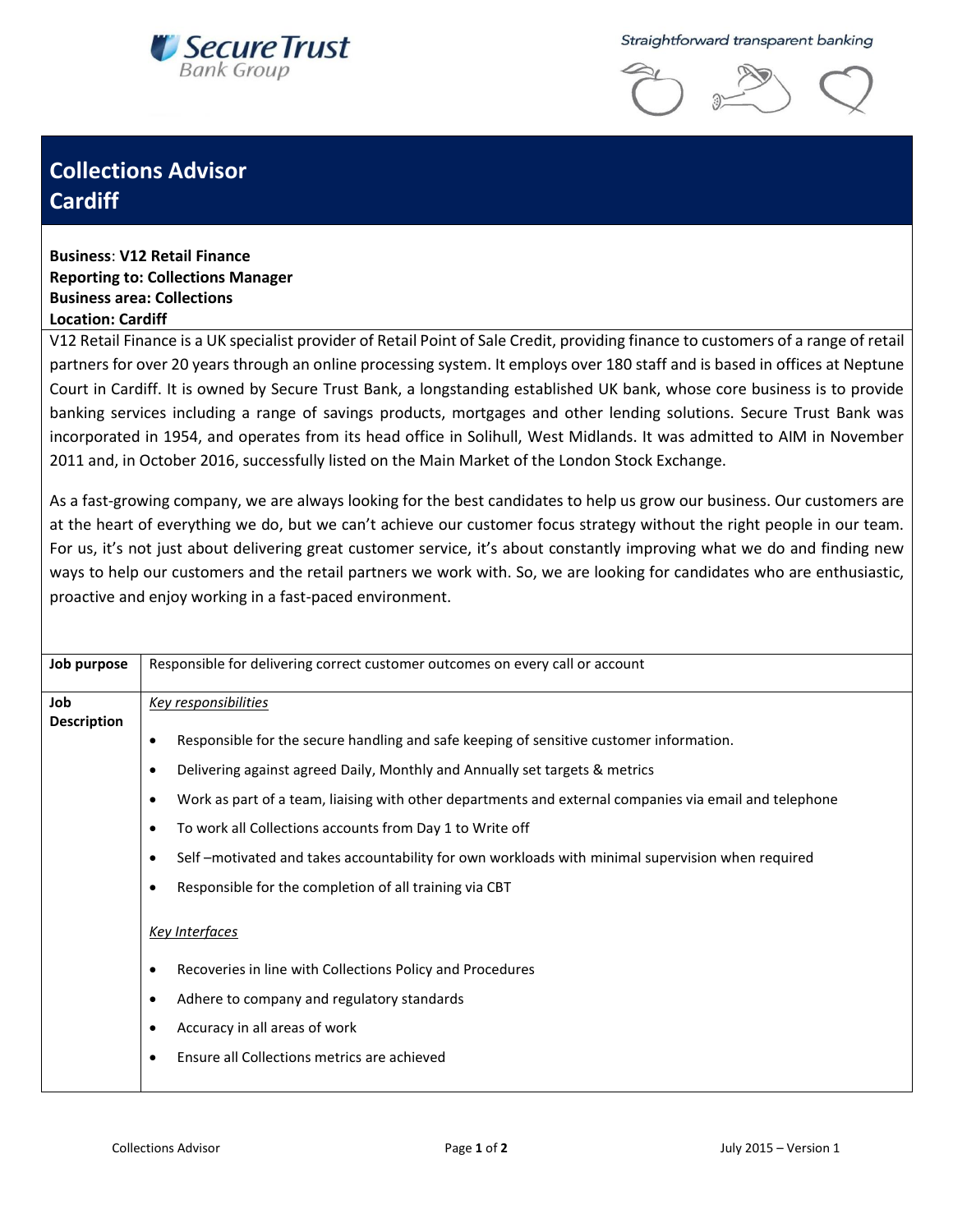Secure Trust Bank Group

Straightforward transparent banking

# Collections Advisor
# Cardiff

**Business**: **V12 Retail Finance**
**Reporting to: Collections Manager**
**Business area: Collections**
**Location: Cardiff**

V12 Retail Finance is a UK specialist provider of Retail Point of Sale Credit, providing finance to customers of a range of retail partners for over 20 years through an online processing system. It employs over 180 staff and is based in offices at Neptune Court in Cardiff. It is owned by Secure Trust Bank, a longstanding established UK bank, whose core business is to provide banking services including a range of savings products, mortgages and other lending solutions. Secure Trust Bank was incorporated in 1954, and operates from its head office in Solihull, West Midlands. It was admitted to AIM in November 2011 and, in October 2016, successfully listed on the Main Market of the London Stock Exchange.

As a fast-growing company, we are always looking for the best candidates to help us grow our business. Our customers are at the heart of everything we do, but we can't achieve our customer focus strategy without the right people in our team. For us, it's not just about delivering great customer service, it's about constantly improving what we do and finding new ways to help our customers and the retail partners we work with. So, we are looking for candidates who are enthusiastic, proactive and enjoy working in a fast-paced environment.

| | |
|---|---|
| **Job purpose** | Responsible for delivering correct customer outcomes on every call or account |
| **Job Description** | *Key responsibilities*<br>• Responsible for the secure handling and safe keeping of sensitive customer information.<br>• Delivering against agreed Daily, Monthly and Annually set targets & metrics<br>• Work as part of a team, liaising with other departments and external companies via email and telephone<br>• To work all Collections accounts from Day 1 to Write off<br>• Self –motivated and takes accountability for own workloads with minimal supervision when required<br>• Responsible for the completion of all training via CBT<br><br>*Key Interfaces*<br>• Recoveries in line with Collections Policy and Procedures<br>• Adhere to company and regulatory standards<br>• Accuracy in all areas of work<br>• Ensure all Collections metrics are achieved |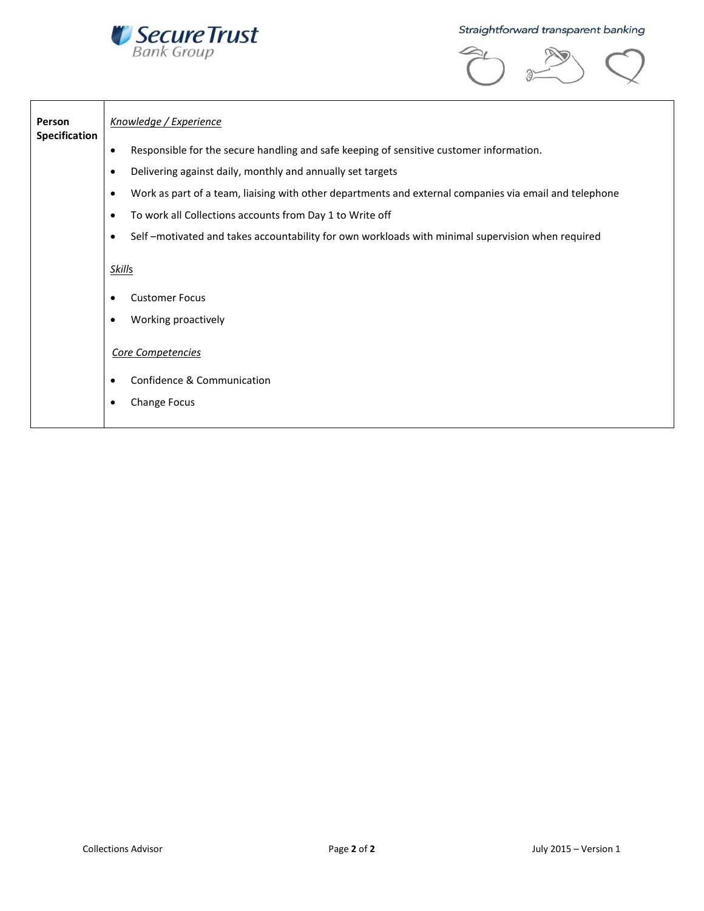| | |
|---|---|
| **Person Specification** | *Knowledge / Experience*<br><br>• Responsible for the secure handling and safe keeping of sensitive customer information.<br>• Delivering against daily, monthly and annually set targets<br>• Work as part of a team, liaising with other departments and external companies via email and telephone<br>• To work all Collections accounts from Day 1 to Write off<br>• Self –motivated and takes accountability for own workloads with minimal supervision when required<br><br>*Skills*<br><br>• Customer Focus<br>• Working proactively<br><br>*Core Competencies*<br><br>• Confidence & Communication<br>• Change Focus |